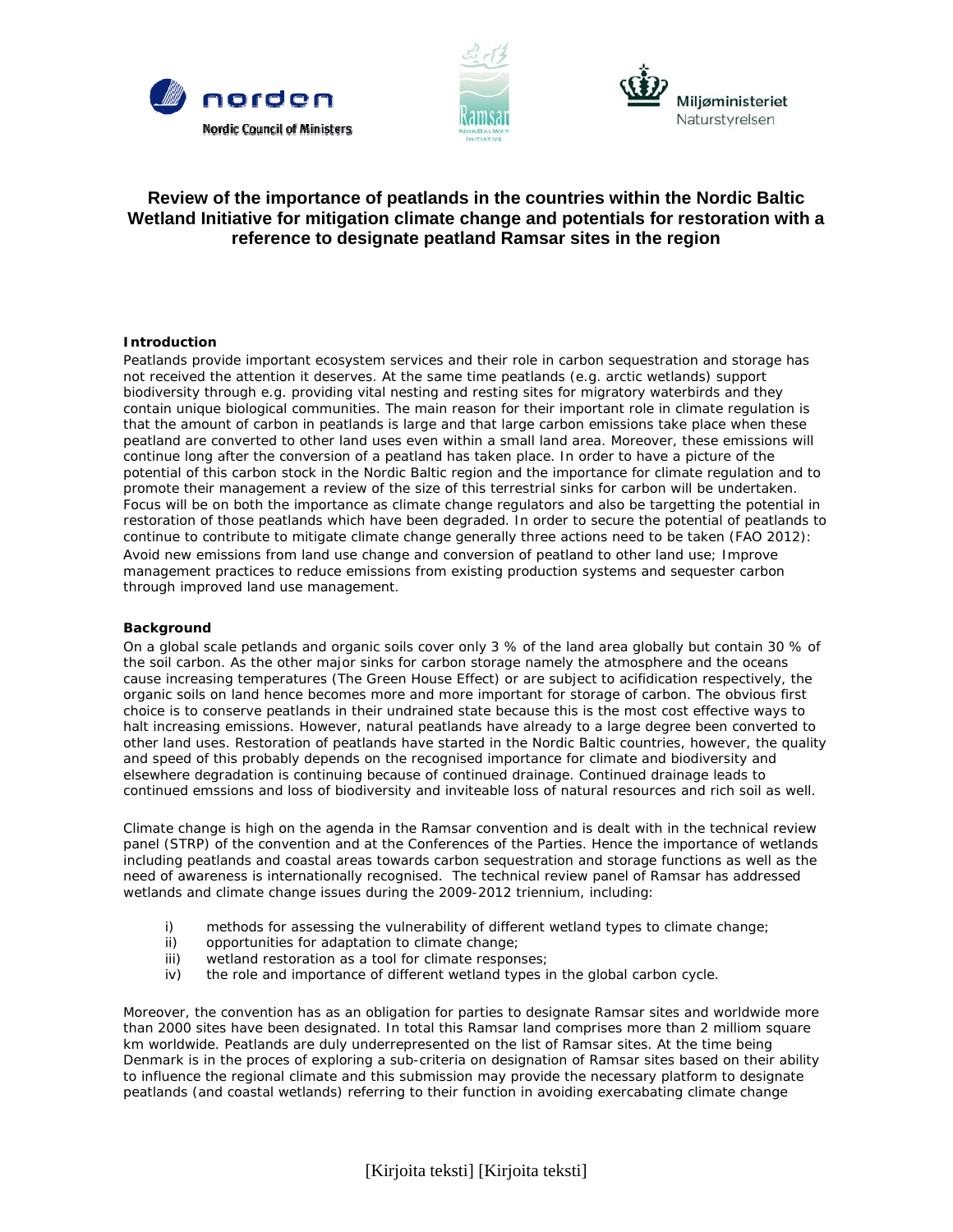# Review of the importance of peatlands in the countries within the Nordic Baltic Wetland Initiative for mitigation climate change and potentials for restoration with a reference to designate peatland Ramsar sites in the region

**Introduction**

Peatlands provide important ecosystem services and their role in carbon sequestration and storage has not received the attention it deserves. At the same time peatlands (e.g. arctic wetlands) support biodiversity through e.g. providing vital nesting and resting sites for migratory waterbirds and they contain unique biological communities. The main reason for their important role in climate regulation is that the amount of carbon in peatlands is large and that large carbon emissions take place when these peatland are converted to other land uses even within a small land area. Moreover, these emissions will continue long after the conversion of a peatland has taken place. In order to have a picture of the potential of this carbon stock in the Nordic Baltic region and the importance for climate regulation and to promote their management a review of the size of this terrestrial sinks for carbon will be undertaken. Focus will be on both the importance as climate change regulators and also be targetting the potential in restoration of those peatlands which have been degraded. In order to secure the potential of peatlands to continue to contribute to mitigate climate change generally three actions need to be taken (FAO 2012): Avoid new emissions from land use change and conversion of peatland to other land use; Improve management practices to reduce emissions from existing production systems and sequester carbon through improved land use management.

**Background**

On a global scale petlands and organic soils cover only 3 % of the land area globally but contain 30 % of the soil carbon. As the other major sinks for carbon storage namely the atmosphere and the oceans cause increasing temperatures (The Green House Effect) or are subject to acifidication respectively, the organic soils on land hence becomes more and more important for storage of carbon. The obvious first choice is to conserve peatlands in their undrained state because this is the most cost effective ways to halt increasing emissions. However, natural peatlands have already to a large degree been converted to other land uses. Restoration of peatlands have started in the Nordic Baltic countries, however, the quality and speed of this probably depends on the recognised importance for climate and biodiversity and elsewhere degradation is continuing because of continued drainage. Continued drainage leads to continued emssions and loss of biodiversity and inviteable loss of natural resources and rich soil as well.

Climate change is high on the agenda in the Ramsar convention and is dealt with in the technical review panel (STRP) of the convention and at the Conferences of the Parties. Hence the importance of wetlands including peatlands and coastal areas towards carbon sequestration and storage functions as well as the need of awareness is internationally recognised. The technical review panel of Ramsar has addressed wetlands and climate change issues during the 2009-2012 triennium, including:

i) methods for assessing the vulnerability of different wetland types to climate change;
ii) opportunities for adaptation to climate change;
iii) wetland restoration as a tool for climate responses;
iv) the role and importance of different wetland types in the global carbon cycle.

Moreover, the convention has as an obligation for parties to designate Ramsar sites and worldwide more than 2000 sites have been designated. In total this Ramsar land comprises more than 2 milliom square km worldwide. Peatlands are duly underrepresented on the list of Ramsar sites. At the time being Denmark is in the proces of exploring a sub-criteria on designation of Ramsar sites based on their ability to influence the regional climate and this submission may provide the necessary platform to designate peatlands (and coastal wetlands) referring to their function in avoiding exercabating climate change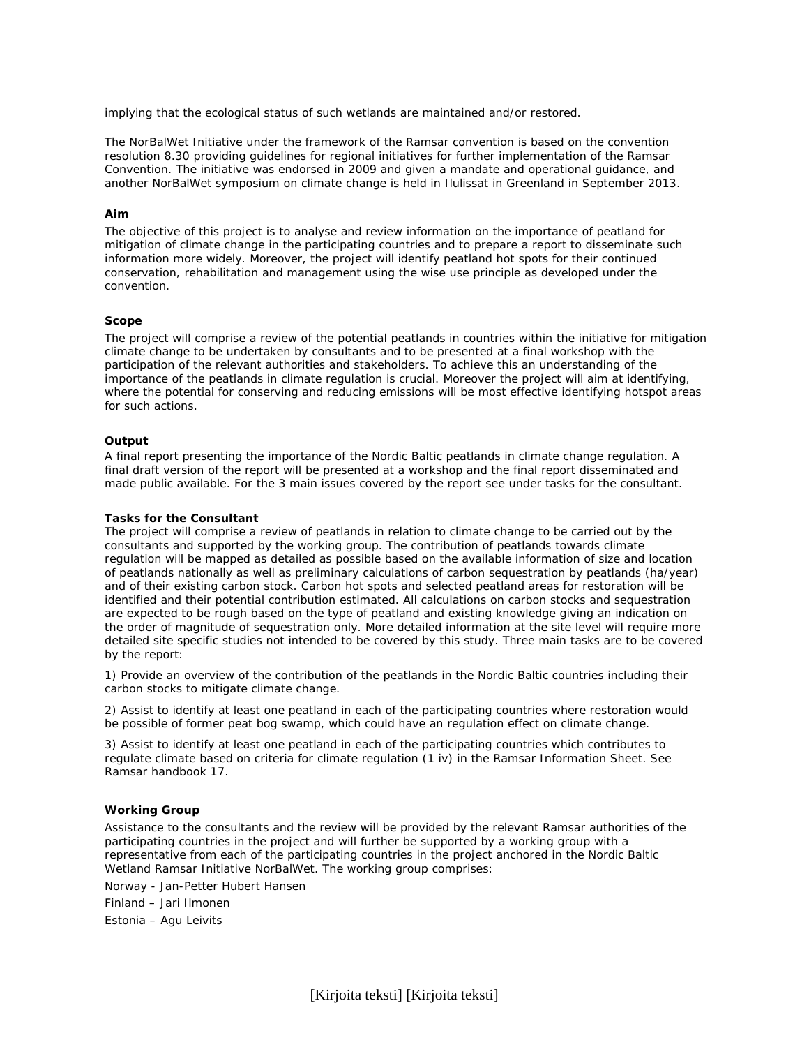implying that the ecological status of such wetlands are maintained and/or restored.

The NorBalWet Initiative under the framework of the Ramsar convention is based on the convention resolution 8.30 providing guidelines for regional initiatives for further implementation of the Ramsar Convention. The initiative was endorsed in 2009 and given a mandate and operational guidance, and another NorBalWet symposium on climate change is held in Ilulissat in Greenland in September 2013.

**Aim**

The objective of this project is to analyse and review information on the importance of peatland for mitigation of climate change in the participating countries and to prepare a report to disseminate such information more widely. Moreover, the project will identify peatland hot spots for their continued conservation, rehabilitation and management using the wise use principle as developed under the convention.

**Scope**

The project will comprise a review of the potential peatlands in countries within the initiative for mitigation climate change to be undertaken by consultants and to be presented at a final workshop with the participation of the relevant authorities and stakeholders. To achieve this an understanding of the importance of the peatlands in climate regulation is crucial. Moreover the project will aim at identifying, where the potential for conserving and reducing emissions will be most effective identifying hotspot areas for such actions.

**Output**

A final report presenting the importance of the Nordic Baltic peatlands in climate change regulation. A final draft version of the report will be presented at a workshop and the final report disseminated and made public available. For the 3 main issues covered by the report see under tasks for the consultant.

**Tasks for the Consultant**

The project will comprise a review of peatlands in relation to climate change to be carried out by the consultants and supported by the working group. The contribution of peatlands towards climate regulation will be mapped as detailed as possible based on the available information of size and location of peatlands nationally as well as preliminary calculations of carbon sequestration by peatlands (ha/year) and of their existing carbon stock. Carbon hot spots and selected peatland areas for restoration will be identified and their potential contribution estimated. All calculations on carbon stocks and sequestration are expected to be rough based on the type of peatland and existing knowledge giving an indication on the order of magnitude of sequestration only. More detailed information at the site level will require more detailed site specific studies not intended to be covered by this study. Three main tasks are to be covered by the report:

1) Provide an overview of the contribution of the peatlands in the Nordic Baltic countries including their carbon stocks to mitigate climate change.

2) Assist to identify at least one peatland in each of the participating countries where restoration would be possible of former peat bog swamp, which could have an regulation effect on climate change.

3) Assist to identify at least one peatland in each of the participating countries which contributes to regulate climate based on criteria for climate regulation (1 iv) in the Ramsar Information Sheet. See Ramsar handbook 17.

**Working Group**

Assistance to the consultants and the review will be provided by the relevant Ramsar authorities of the participating countries in the project and will further be supported by a working group with a representative from each of the participating countries in the project anchored in the Nordic Baltic Wetland Ramsar Initiative NorBalWet. The working group comprises:

Norway - Jan-Petter Hubert Hansen

Finland – Jari Ilmonen

Estonia – Agu Leivits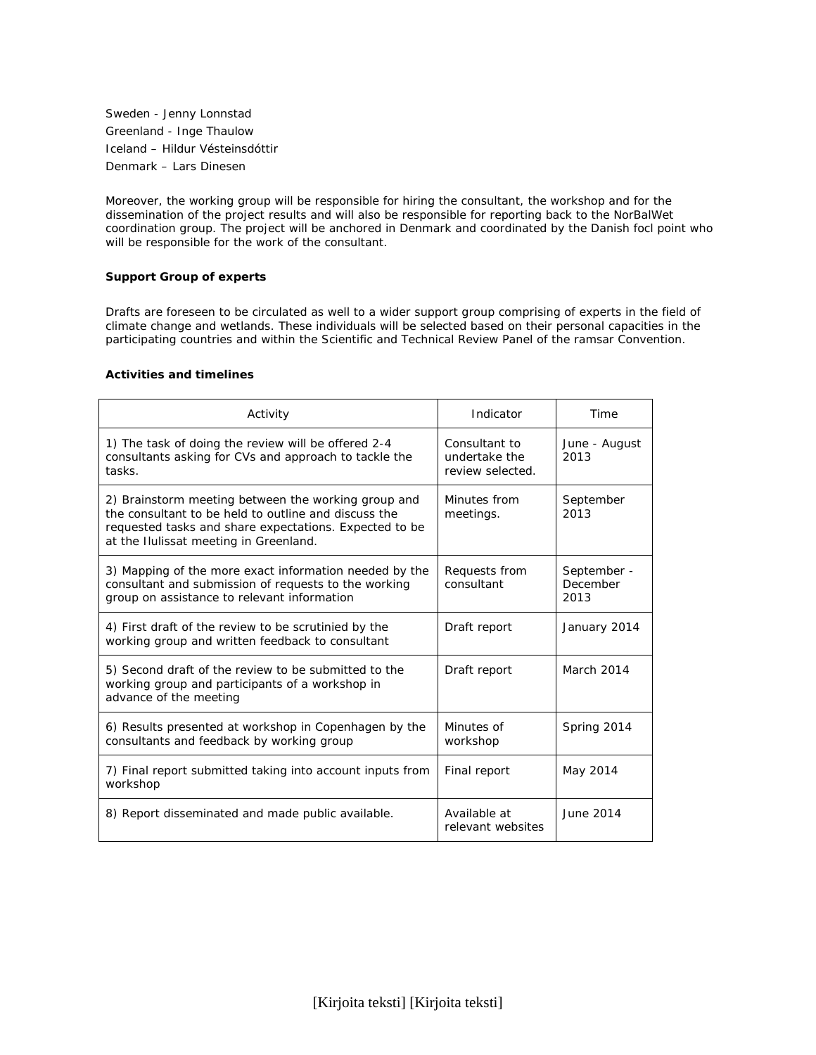Sweden - Jenny Lonnstad
Greenland - Inge Thaulow
Iceland – Hildur Vésteinsdóttir
Denmark – Lars Dinesen

Moreover, the working group will be responsible for hiring the consultant, the workshop and for the dissemination of the project results and will also be responsible for reporting back to the NorBalWet coordination group. The project will be anchored in Denmark and coordinated by the Danish focl point who will be responsible for the work of the consultant.

**Support Group of experts**

Drafts are foreseen to be circulated as well to a wider support group comprising of experts in the field of climate change and wetlands. These individuals will be selected based on their personal capacities in the participating countries and within the Scientific and Technical Review Panel of the ramsar Convention.

**Activities and timelines**

| Activity | Indicator | Time |
|---|---|---|
| 1) The task of doing the review will be offered 2-4 consultants asking for CVs and approach to tackle the tasks. | Consultant to undertake the review selected. | June - August 2013 |
| 2) Brainstorm meeting between the working group and the consultant to be held to outline and discuss the requested tasks and share expectations. Expected to be at the Ilulissat meeting in Greenland. | Minutes from meetings. | September 2013 |
| 3) Mapping of the more exact information needed by the consultant and submission of requests to the working group on assistance to relevant information | Requests from consultant | September - December 2013 |
| 4) First draft of the review to be scrutinied by the working group and written feedback to consultant | Draft report | January 2014 |
| 5) Second draft of the review to be submitted to the working group and participants of a workshop in advance of the meeting | Draft report | March 2014 |
| 6) Results presented at workshop in Copenhagen by the consultants and feedback by working group | Minutes of workshop | Spring 2014 |
| 7) Final report submitted taking into account inputs from workshop | Final report | May 2014 |
| 8) Report disseminated and made public available. | Available at relevant websites | June 2014 |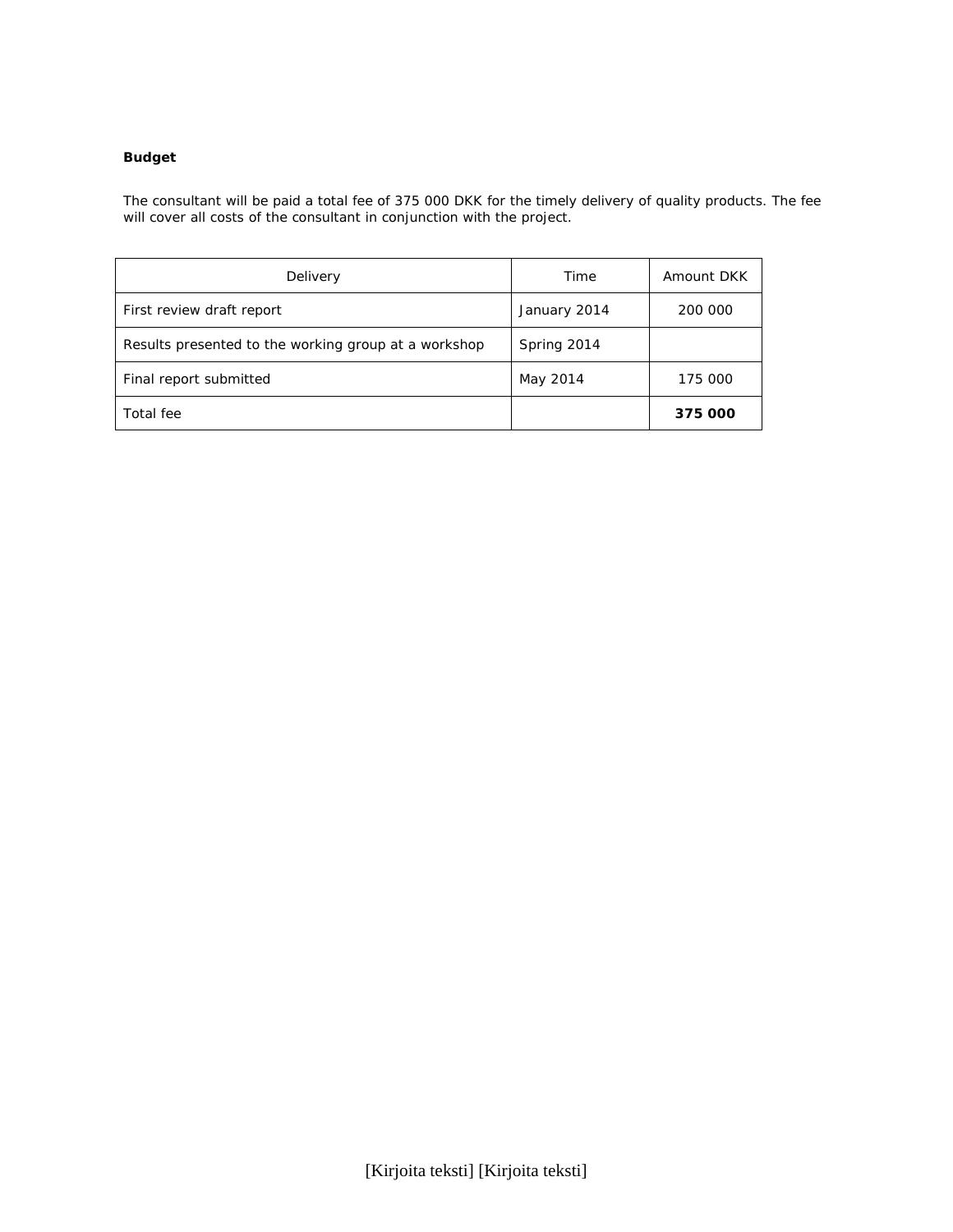**Budget**

The consultant will be paid a total fee of 375 000 DKK for the timely delivery of quality products. The fee will cover all costs of the consultant in conjunction with the project.

| Delivery | Time | Amount DKK |
| --- | --- | --- |
| First review draft report | January 2014 | 200 000 |
| Results presented to the working group at a workshop | Spring 2014 | |
| Final report submitted | May 2014 | 175 000 |
| Total fee | | **375 000** |